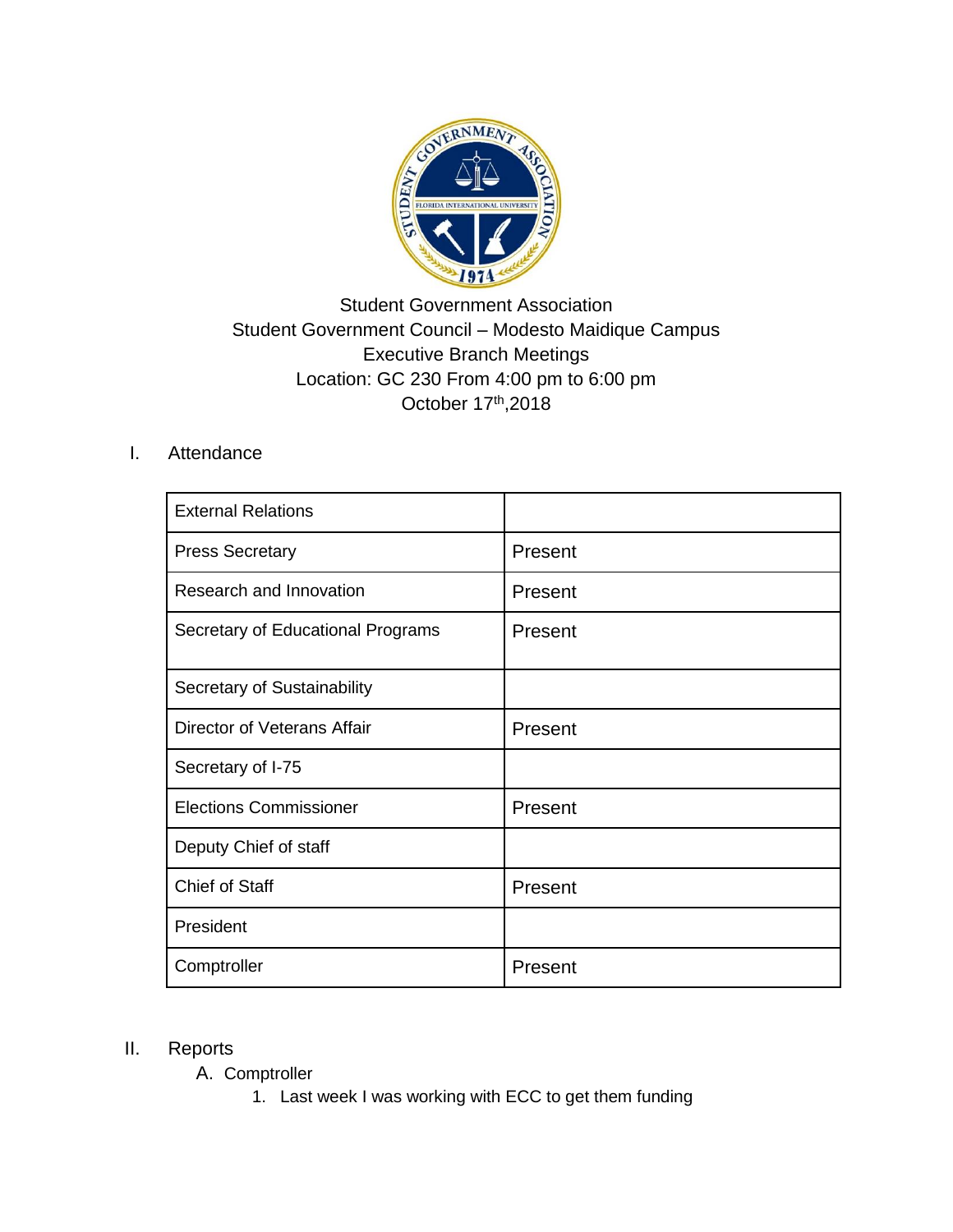Student Government Association
Student Government Council – Modesto Maidique Campus
Executive Branch Meetings
Location: GC 230 From 4:00 pm to 6:00 pm
October 17th,2018

I. Attendance

| External Relations | |
|---|---|
| Press Secretary | Present |
| Research and Innovation | Present |
| Secretary of Educational Programs | Present |
| Secretary of Sustainability | |
| Director of Veterans Affair | Present |
| Secretary of I-75 | |
| Elections Commissioner | Present |
| Deputy Chief of staff | |
| Chief of Staff | Present |
| President | |
| Comptroller | Present |

II. Reports

A. Comptroller

1. Last week I was working with ECC to get them funding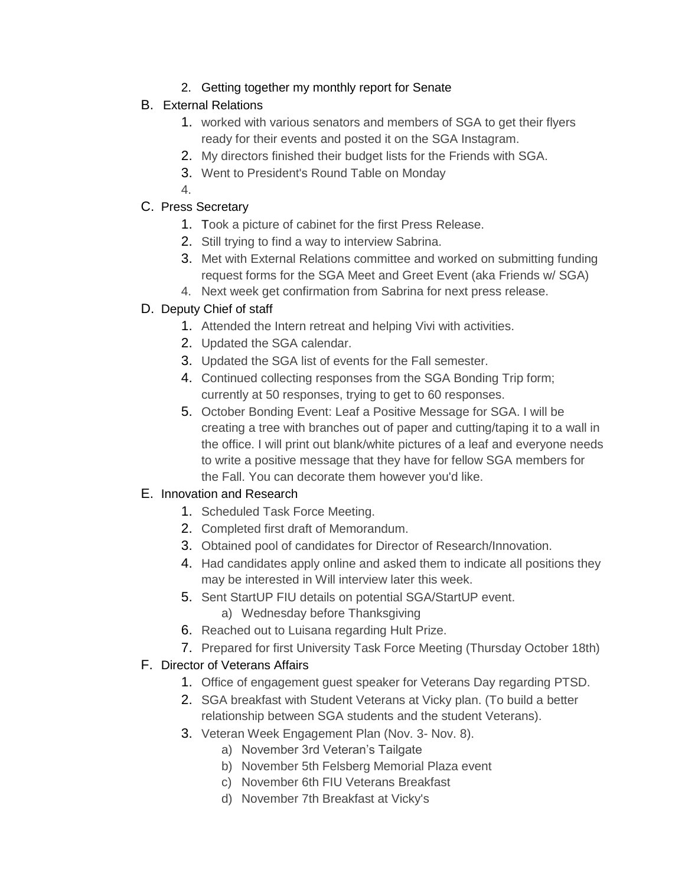2. Getting together my monthly report for Senate

B. External Relations

1. worked with various senators and members of SGA to get their flyers ready for their events and posted it on the SGA Instagram.
2. My directors finished their budget lists for the Friends with SGA.
3. Went to President's Round Table on Monday
4. 

C. Press Secretary

1. Took a picture of cabinet for the first Press Release.
2. Still trying to find a way to interview Sabrina.
3. Met with External Relations committee and worked on submitting funding request forms for the SGA Meet and Greet Event (aka Friends w/ SGA)
4. Next week get confirmation from Sabrina for next press release.

D. Deputy Chief of staff

1. Attended the Intern retreat and helping Vivi with activities.
2. Updated the SGA calendar.
3. Updated the SGA list of events for the Fall semester.
4. Continued collecting responses from the SGA Bonding Trip form; currently at 50 responses, trying to get to 60 responses.
5. October Bonding Event: Leaf a Positive Message for SGA. I will be creating a tree with branches out of paper and cutting/taping it to a wall in the office. I will print out blank/white pictures of a leaf and everyone needs to write a positive message that they have for fellow SGA members for the Fall. You can decorate them however you'd like.

E. Innovation and Research

1. Scheduled Task Force Meeting.
2. Completed first draft of Memorandum.
3. Obtained pool of candidates for Director of Research/Innovation.
4. Had candidates apply online and asked them to indicate all positions they may be interested in Will interview later this week.
5. Sent StartUP FIU details on potential SGA/StartUP event.
   a) Wednesday before Thanksgiving
6. Reached out to Luisana regarding Hult Prize.
7. Prepared for first University Task Force Meeting (Thursday October 18th)

F. Director of Veterans Affairs

1. Office of engagement guest speaker for Veterans Day regarding PTSD.
2. SGA breakfast with Student Veterans at Vicky plan. (To build a better relationship between SGA students and the student Veterans).
3. Veteran Week Engagement Plan (Nov. 3- Nov. 8).
   a) November 3rd Veteran's Tailgate
   b) November 5th Felsberg Memorial Plaza event
   c) November 6th FIU Veterans Breakfast
   d) November 7th Breakfast at Vicky's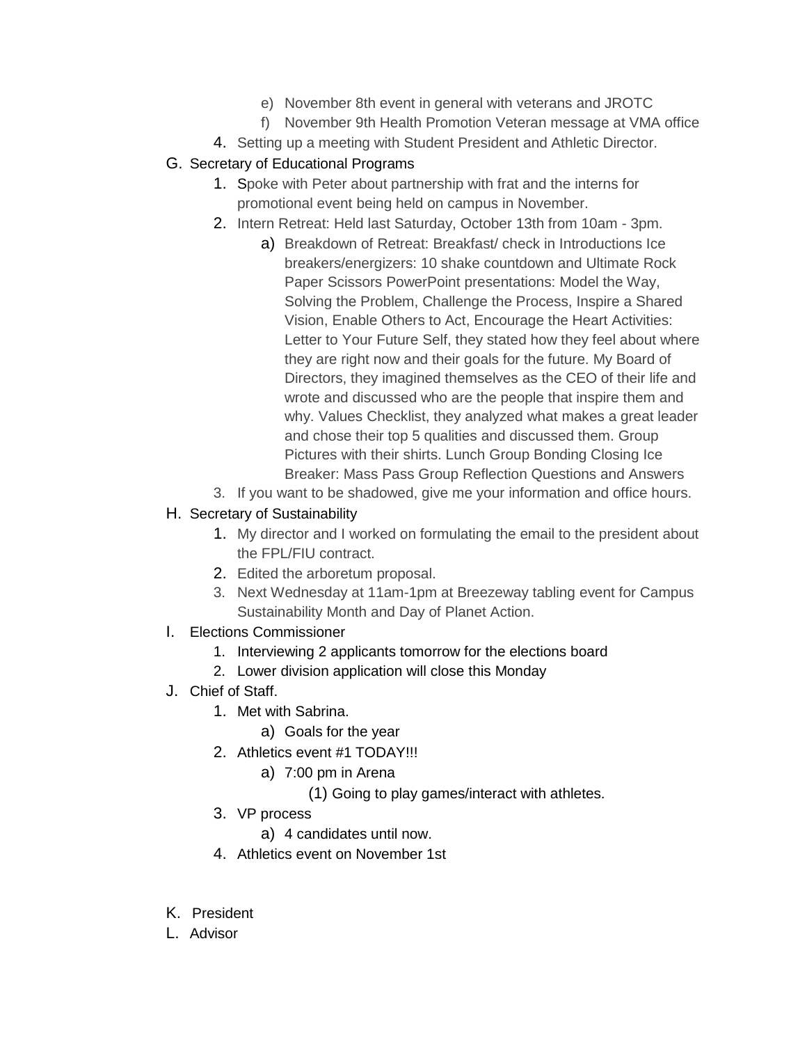e) November 8th event in general with veterans and JROTC
f) November 9th Health Promotion Veteran message at VMA office

4. Setting up a meeting with Student President and Athletic Director.

G. Secretary of Educational Programs

1. Spoke with Peter about partnership with frat and the interns for promotional event being held on campus in November.
2. Intern Retreat: Held last Saturday, October 13th from 10am - 3pm.
   a) Breakdown of Retreat: Breakfast/ check in Introductions Ice breakers/energizers: 10 shake countdown and Ultimate Rock Paper Scissors PowerPoint presentations: Model the Way, Solving the Problem, Challenge the Process, Inspire a Shared Vision, Enable Others to Act, Encourage the Heart Activities: Letter to Your Future Self, they stated how they feel about where they are right now and their goals for the future. My Board of Directors, they imagined themselves as the CEO of their life and wrote and discussed who are the people that inspire them and why. Values Checklist, they analyzed what makes a great leader and chose their top 5 qualities and discussed them. Group Pictures with their shirts. Lunch Group Bonding Closing Ice Breaker: Mass Pass Group Reflection Questions and Answers
3. If you want to be shadowed, give me your information and office hours.

H. Secretary of Sustainability

1. My director and I worked on formulating the email to the president about the FPL/FIU contract.
2. Edited the arboretum proposal.
3. Next Wednesday at 11am-1pm at Breezeway tabling event for Campus Sustainability Month and Day of Planet Action.

I. Elections Commissioner

1. Interviewing 2 applicants tomorrow for the elections board
2. Lower division application will close this Monday

J. Chief of Staff.

1. Met with Sabrina.
   a) Goals for the year
2. Athletics event #1 TODAY!!!
   a) 7:00 pm in Arena
      (1) Going to play games/interact with athletes.
3. VP process
   a) 4 candidates until now.
4. Athletics event on November 1st

K. President

L. Advisor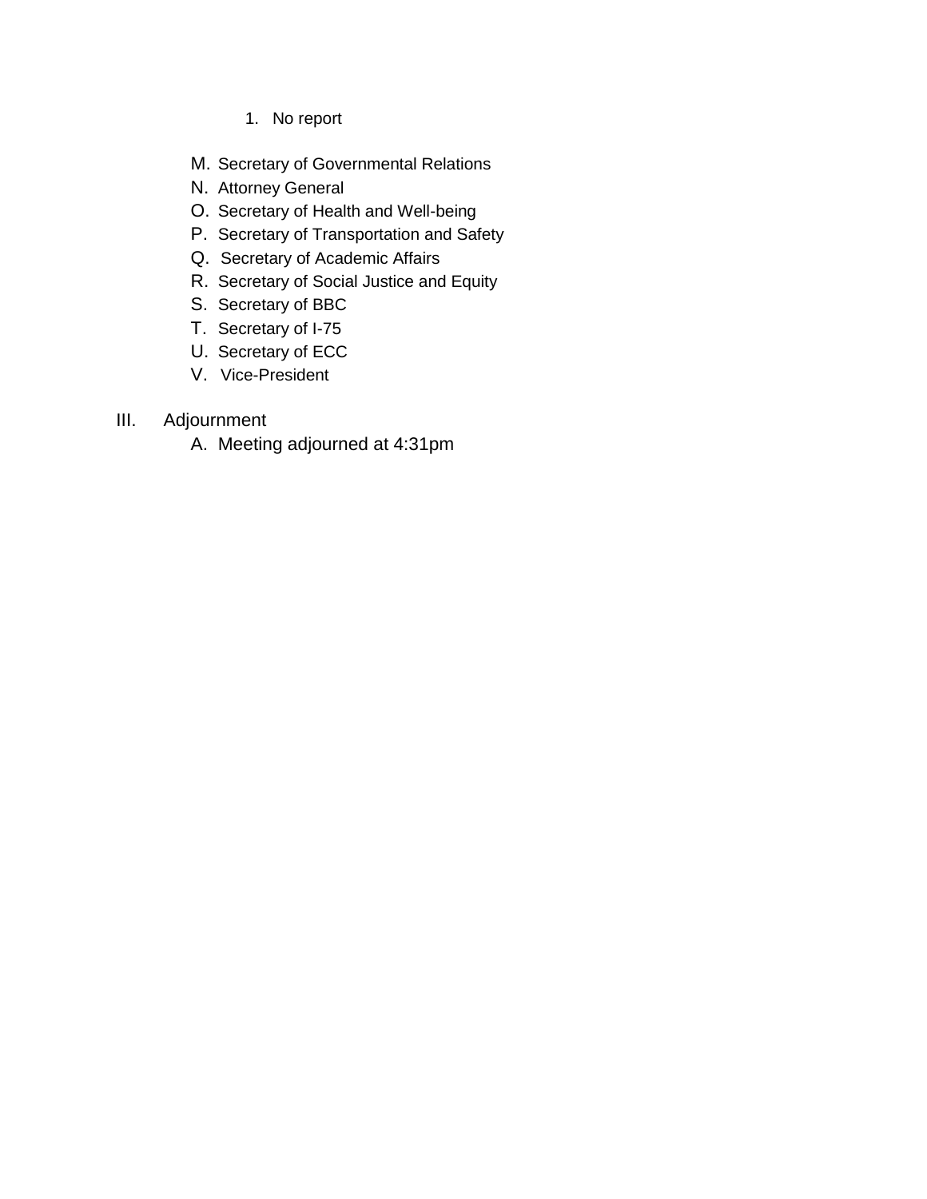1. No report

M. Secretary of Governmental Relations
N. Attorney General
O. Secretary of Health and Well-being
P. Secretary of Transportation and Safety
Q. Secretary of Academic Affairs
R. Secretary of Social Justice and Equity
S. Secretary of BBC
T. Secretary of I-75
U. Secretary of ECC
V. Vice-President

III. Adjournment

A. Meeting adjourned at 4:31pm